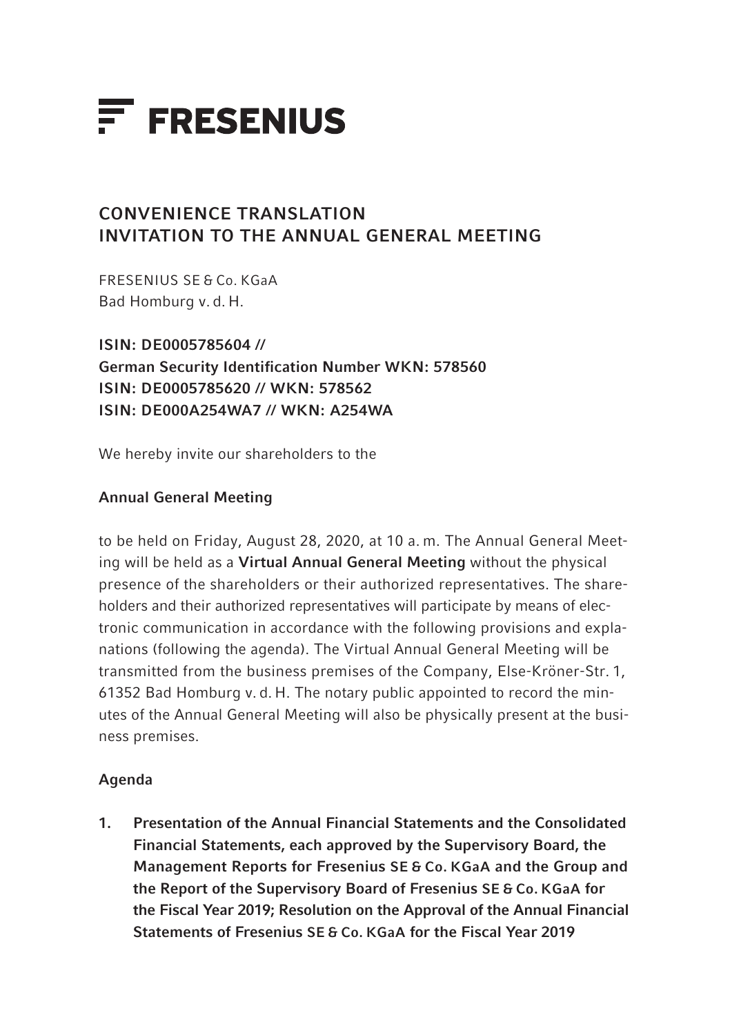# FRESENIUS

## CONVENIENCE TRANSLATION
## INVITATION TO THE ANNUAL GENERAL MEETING

FRESENIUS SE & Co. KGaA
Bad Homburg v. d. H.

**ISIN: DE0005785604 //**
**German Security Identification Number WKN: 578560**
**ISIN: DE0005785620 // WKN: 578562**
**ISIN: DE000A254WA7 // WKN: A254WA**

We hereby invite our shareholders to the

**Annual General Meeting**

to be held on Friday, August 28, 2020, at 10 a. m. The Annual General Meeting will be held as a **Virtual Annual General Meeting** without the physical presence of the shareholders or their authorized representatives. The shareholders and their authorized representatives will participate by means of electronic communication in accordance with the following provisions and explanations (following the agenda). The Virtual Annual General Meeting will be transmitted from the business premises of the Company, Else-Kröner-Str. 1, 61352 Bad Homburg v. d. H. The notary public appointed to record the minutes of the Annual General Meeting will also be physically present at the business premises.

**Agenda**

1. **Presentation of the Annual Financial Statements and the Consolidated Financial Statements, each approved by the Supervisory Board, the Management Reports for Fresenius SE & Co. KGaA and the Group and the Report of the Supervisory Board of Fresenius SE & Co. KGaA for the Fiscal Year 2019; Resolution on the Approval of the Annual Financial Statements of Fresenius SE & Co. KGaA for the Fiscal Year 2019**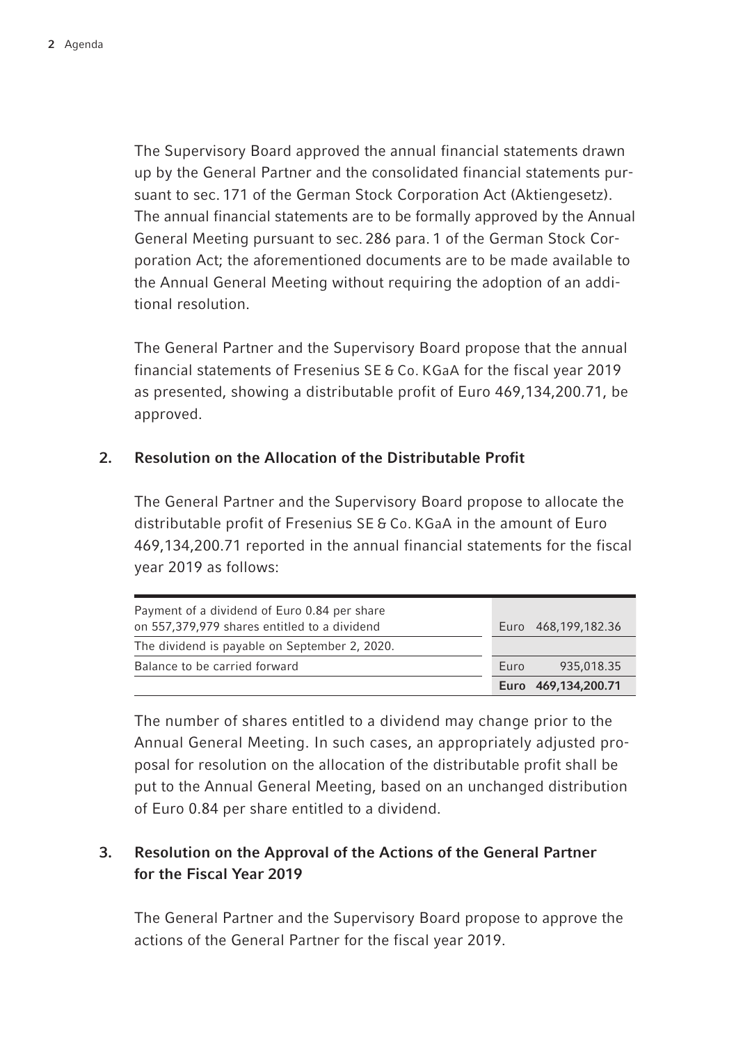The Supervisory Board approved the annual financial statements drawn up by the General Partner and the consolidated financial statements pursuant to sec. 171 of the German Stock Corporation Act (Aktiengesetz). The annual financial statements are to be formally approved by the Annual General Meeting pursuant to sec. 286 para. 1 of the German Stock Corporation Act; the aforementioned documents are to be made available to the Annual General Meeting without requiring the adoption of an additional resolution.

The General Partner and the Supervisory Board propose that the annual financial statements of Fresenius SE & Co. KGaA for the fiscal year 2019 as presented, showing a distributable profit of Euro 469,134,200.71, be approved.

## 2. Resolution on the Allocation of the Distributable Profit

The General Partner and the Supervisory Board propose to allocate the distributable profit of Fresenius SE & Co. KGaA in the amount of Euro 469,134,200.71 reported in the annual financial statements for the fiscal year 2019 as follows:

| | | |
|---|---|---|
| Payment of a dividend of Euro 0.84 per share on 557,379,979 shares entitled to a dividend | Euro | 468,199,182.36 |
| The dividend is payable on September 2, 2020. | | |
| Balance to be carried forward | Euro | 935,018.35 |
| | **Euro** | **469,134,200.71** |

The number of shares entitled to a dividend may change prior to the Annual General Meeting. In such cases, an appropriately adjusted proposal for resolution on the allocation of the distributable profit shall be put to the Annual General Meeting, based on an unchanged distribution of Euro 0.84 per share entitled to a dividend.

## 3. Resolution on the Approval of the Actions of the General Partner for the Fiscal Year 2019

The General Partner and the Supervisory Board propose to approve the actions of the General Partner for the fiscal year 2019.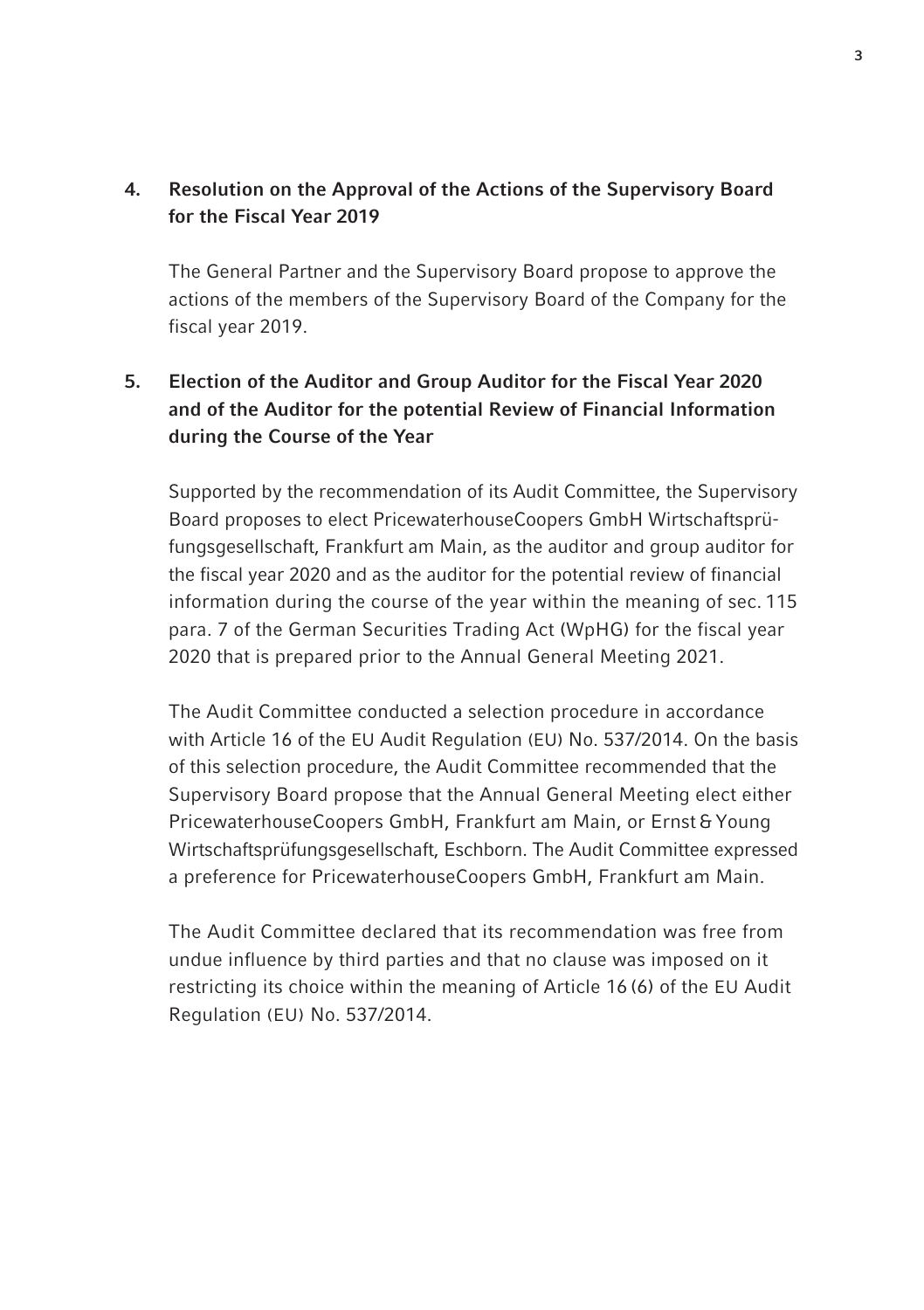## 4. Resolution on the Approval of the Actions of the Supervisory Board for the Fiscal Year 2019

The General Partner and the Supervisory Board propose to approve the actions of the members of the Supervisory Board of the Company for the fiscal year 2019.

## 5. Election of the Auditor and Group Auditor for the Fiscal Year 2020 and of the Auditor for the potential Review of Financial Information during the Course of the Year

Supported by the recommendation of its Audit Committee, the Supervisory Board proposes to elect PricewaterhouseCoopers GmbH Wirtschaftsprüfungsgesellschaft, Frankfurt am Main, as the auditor and group auditor for the fiscal year 2020 and as the auditor for the potential review of financial information during the course of the year within the meaning of sec. 115 para. 7 of the German Securities Trading Act (WpHG) for the fiscal year 2020 that is prepared prior to the Annual General Meeting 2021.

The Audit Committee conducted a selection procedure in accordance with Article 16 of the EU Audit Regulation (EU) No. 537/2014. On the basis of this selection procedure, the Audit Committee recommended that the Supervisory Board propose that the Annual General Meeting elect either PricewaterhouseCoopers GmbH, Frankfurt am Main, or Ernst & Young Wirtschaftsprüfungsgesellschaft, Eschborn. The Audit Committee expressed a preference for PricewaterhouseCoopers GmbH, Frankfurt am Main.

The Audit Committee declared that its recommendation was free from undue influence by third parties and that no clause was imposed on it restricting its choice within the meaning of Article 16 (6) of the EU Audit Regulation (EU) No. 537/2014.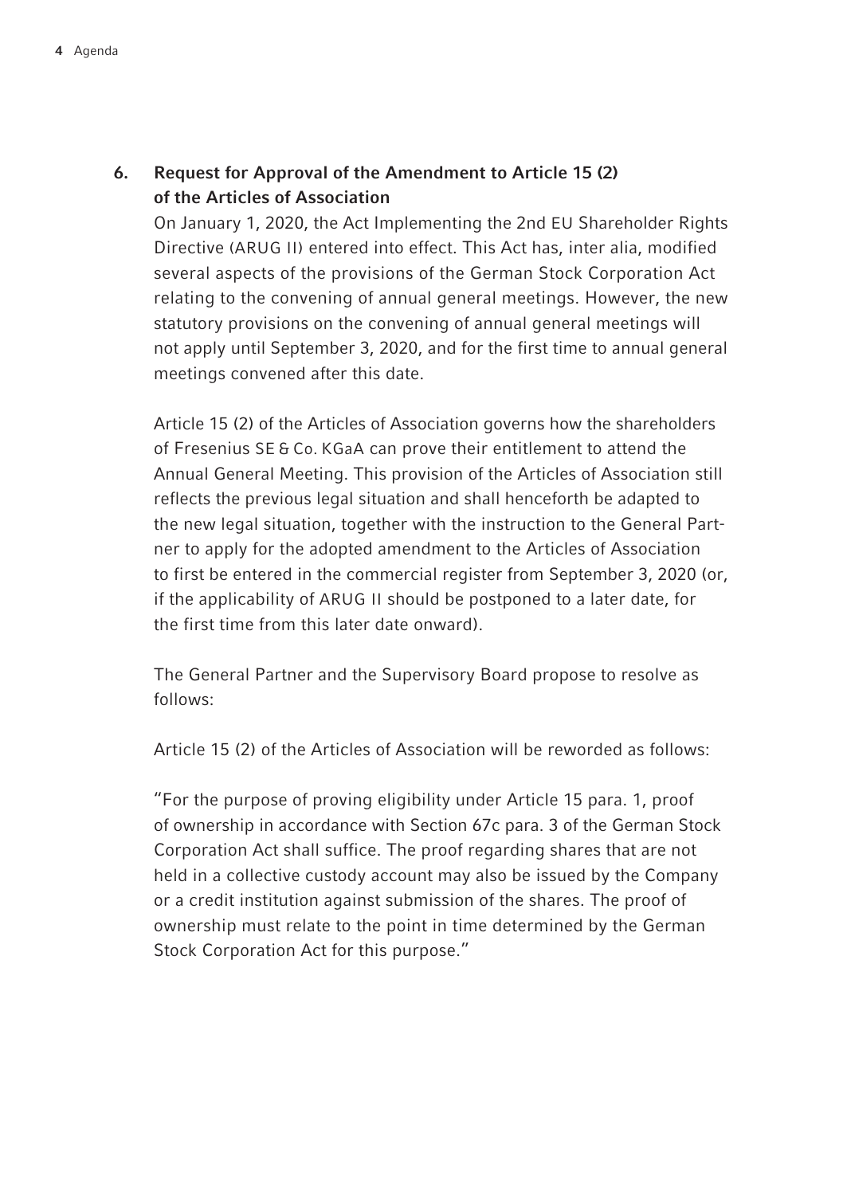## 6. Request for Approval of the Amendment to Article 15 (2) of the Articles of Association

On January 1, 2020, the Act Implementing the 2nd EU Shareholder Rights Directive (ARUG II) entered into effect. This Act has, inter alia, modified several aspects of the provisions of the German Stock Corporation Act relating to the convening of annual general meetings. However, the new statutory provisions on the convening of annual general meetings will not apply until September 3, 2020, and for the first time to annual general meetings convened after this date.

Article 15 (2) of the Articles of Association governs how the shareholders of Fresenius SE & Co. KGaA can prove their entitlement to attend the Annual General Meeting. This provision of the Articles of Association still reflects the previous legal situation and shall henceforth be adapted to the new legal situation, together with the instruction to the General Partner to apply for the adopted amendment to the Articles of Association to first be entered in the commercial register from September 3, 2020 (or, if the applicability of ARUG II should be postponed to a later date, for the first time from this later date onward).

The General Partner and the Supervisory Board propose to resolve as follows:

Article 15 (2) of the Articles of Association will be reworded as follows:

"For the purpose of proving eligibility under Article 15 para. 1, proof of ownership in accordance with Section 67c para. 3 of the German Stock Corporation Act shall suffice. The proof regarding shares that are not held in a collective custody account may also be issued by the Company or a credit institution against submission of the shares. The proof of ownership must relate to the point in time determined by the German Stock Corporation Act for this purpose."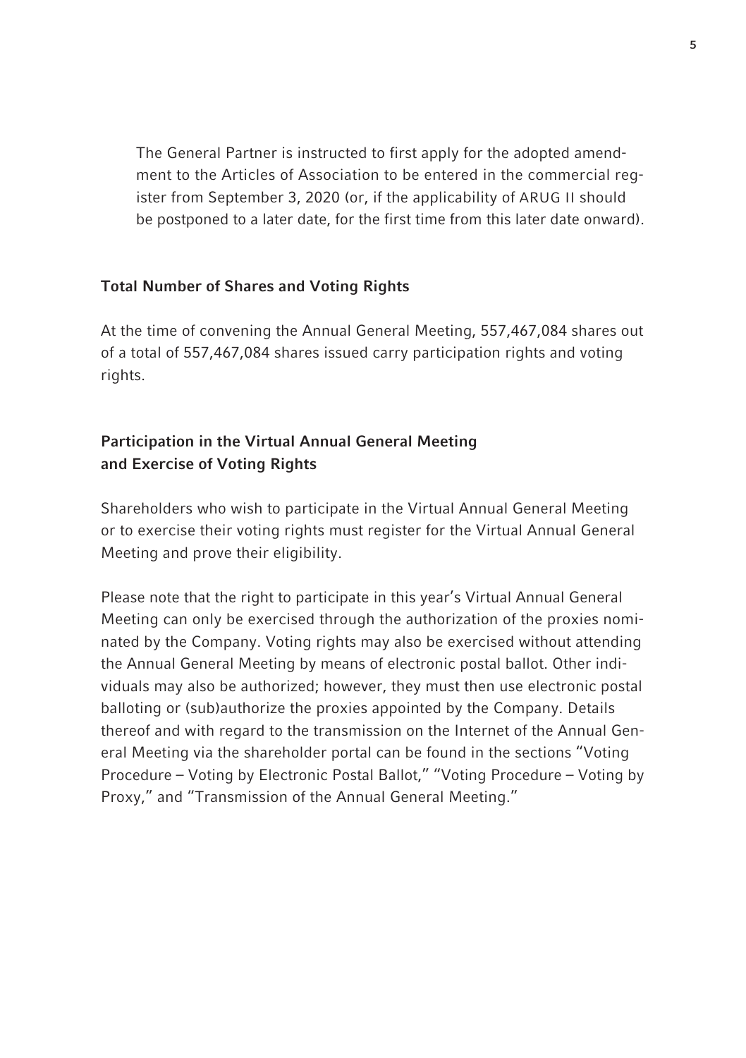The General Partner is instructed to first apply for the adopted amendment to the Articles of Association to be entered in the commercial register from September 3, 2020 (or, if the applicability of ARUG II should be postponed to a later date, for the first time from this later date onward).

## Total Number of Shares and Voting Rights

At the time of convening the Annual General Meeting, 557,467,084 shares out of a total of 557,467,084 shares issued carry participation rights and voting rights.

## Participation in the Virtual Annual General Meeting and Exercise of Voting Rights

Shareholders who wish to participate in the Virtual Annual General Meeting or to exercise their voting rights must register for the Virtual Annual General Meeting and prove their eligibility.

Please note that the right to participate in this year's Virtual Annual General Meeting can only be exercised through the authorization of the proxies nominated by the Company. Voting rights may also be exercised without attending the Annual General Meeting by means of electronic postal ballot. Other individuals may also be authorized; however, they must then use electronic postal balloting or (sub)authorize the proxies appointed by the Company. Details thereof and with regard to the transmission on the Internet of the Annual General Meeting via the shareholder portal can be found in the sections "Voting Procedure – Voting by Electronic Postal Ballot," "Voting Procedure – Voting by Proxy," and "Transmission of the Annual General Meeting."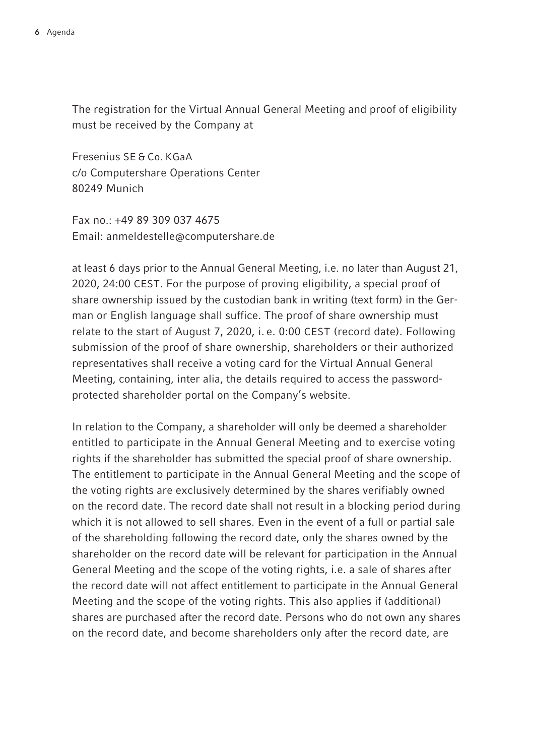The registration for the Virtual Annual General Meeting and proof of eligibility must be received by the Company at

Fresenius SE & Co. KGaA
c/o Computershare Operations Center
80249 Munich

Fax no.: +49 89 309 037 4675
Email: anmeldestelle@computershare.de

at least 6 days prior to the Annual General Meeting, i.e. no later than August 21, 2020, 24:00 CEST. For the purpose of proving eligibility, a special proof of share ownership issued by the custodian bank in writing (text form) in the German or English language shall suffice. The proof of share ownership must relate to the start of August 7, 2020, i. e. 0:00 CEST (record date). Following submission of the proof of share ownership, shareholders or their authorized representatives shall receive a voting card for the Virtual Annual General Meeting, containing, inter alia, the details required to access the password-protected shareholder portal on the Company's website.

In relation to the Company, a shareholder will only be deemed a shareholder entitled to participate in the Annual General Meeting and to exercise voting rights if the shareholder has submitted the special proof of share ownership. The entitlement to participate in the Annual General Meeting and the scope of the voting rights are exclusively determined by the shares verifiably owned on the record date. The record date shall not result in a blocking period during which it is not allowed to sell shares. Even in the event of a full or partial sale of the shareholding following the record date, only the shares owned by the shareholder on the record date will be relevant for participation in the Annual General Meeting and the scope of the voting rights, i.e. a sale of shares after the record date will not affect entitlement to participate in the Annual General Meeting and the scope of the voting rights. This also applies if (additional) shares are purchased after the record date. Persons who do not own any shares on the record date, and become shareholders only after the record date, are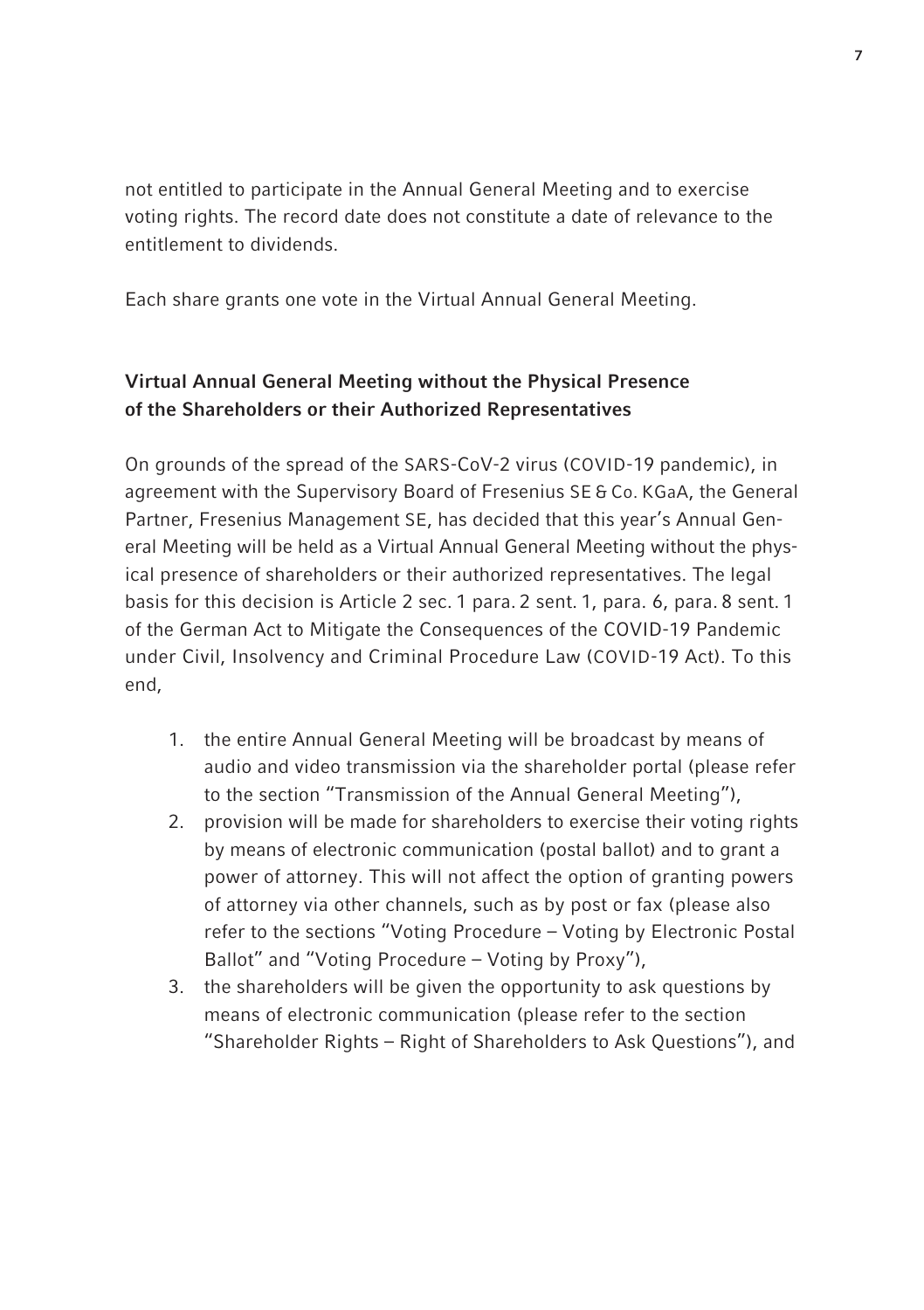not entitled to participate in the Annual General Meeting and to exercise voting rights. The record date does not constitute a date of relevance to the entitlement to dividends.

Each share grants one vote in the Virtual Annual General Meeting.

### Virtual Annual General Meeting without the Physical Presence of the Shareholders or their Authorized Representatives

On grounds of the spread of the SARS-CoV-2 virus (COVID-19 pandemic), in agreement with the Supervisory Board of Fresenius SE & Co. KGaA, the General Partner, Fresenius Management SE, has decided that this year's Annual General Meeting will be held as a Virtual Annual General Meeting without the physical presence of shareholders or their authorized representatives. The legal basis for this decision is Article 2 sec. 1 para. 2 sent. 1, para. 6, para. 8 sent. 1 of the German Act to Mitigate the Consequences of the COVID-19 Pandemic under Civil, Insolvency and Criminal Procedure Law (COVID-19 Act). To this end,

1. the entire Annual General Meeting will be broadcast by means of audio and video transmission via the shareholder portal (please refer to the section "Transmission of the Annual General Meeting"),
2. provision will be made for shareholders to exercise their voting rights by means of electronic communication (postal ballot) and to grant a power of attorney. This will not affect the option of granting powers of attorney via other channels, such as by post or fax (please also refer to the sections "Voting Procedure – Voting by Electronic Postal Ballot" and "Voting Procedure – Voting by Proxy"),
3. the shareholders will be given the opportunity to ask questions by means of electronic communication (please refer to the section "Shareholder Rights – Right of Shareholders to Ask Questions"), and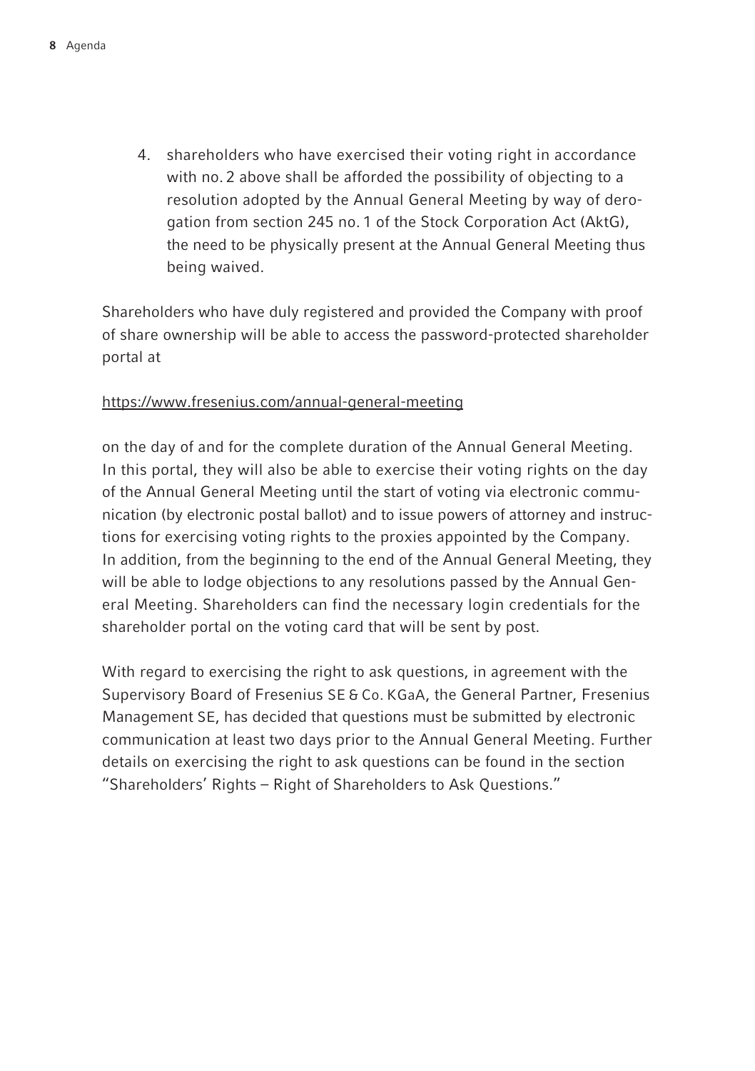4. shareholders who have exercised their voting right in accordance with no. 2 above shall be afforded the possibility of objecting to a resolution adopted by the Annual General Meeting by way of derogation from section 245 no. 1 of the Stock Corporation Act (AktG), the need to be physically present at the Annual General Meeting thus being waived.

Shareholders who have duly registered and provided the Company with proof of share ownership will be able to access the password-protected shareholder portal at

https://www.fresenius.com/annual-general-meeting

on the day of and for the complete duration of the Annual General Meeting. In this portal, they will also be able to exercise their voting rights on the day of the Annual General Meeting until the start of voting via electronic communication (by electronic postal ballot) and to issue powers of attorney and instructions for exercising voting rights to the proxies appointed by the Company. In addition, from the beginning to the end of the Annual General Meeting, they will be able to lodge objections to any resolutions passed by the Annual General Meeting. Shareholders can find the necessary login credentials for the shareholder portal on the voting card that will be sent by post.

With regard to exercising the right to ask questions, in agreement with the Supervisory Board of Fresenius SE & Co. KGaA, the General Partner, Fresenius Management SE, has decided that questions must be submitted by electronic communication at least two days prior to the Annual General Meeting. Further details on exercising the right to ask questions can be found in the section "Shareholders' Rights – Right of Shareholders to Ask Questions."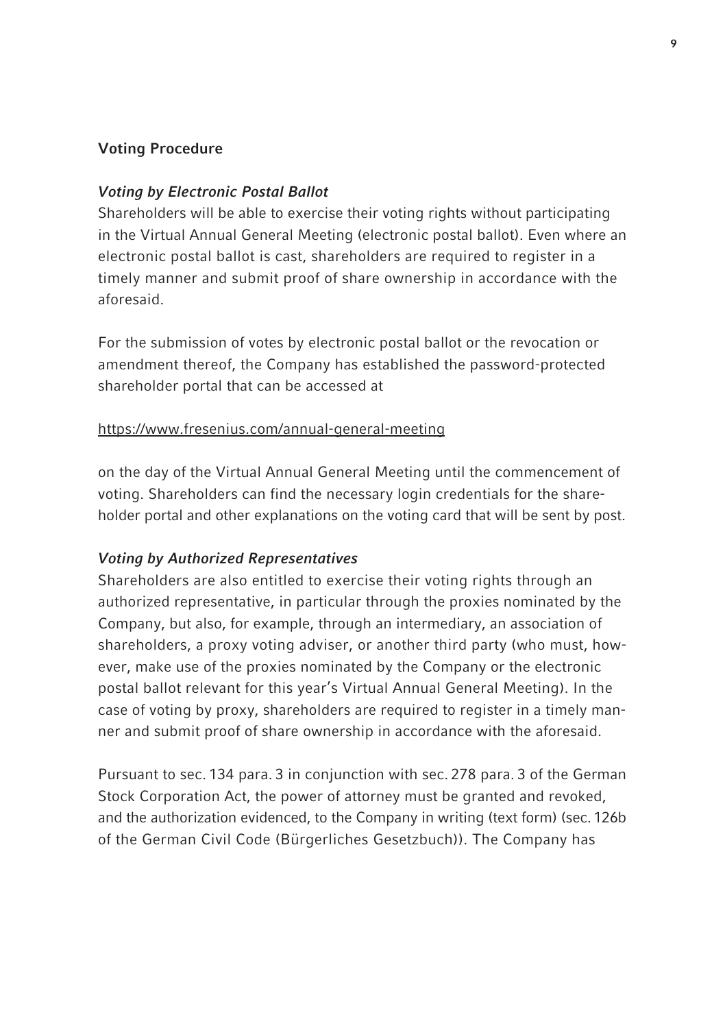## Voting Procedure

### *Voting by Electronic Postal Ballot*

Shareholders will be able to exercise their voting rights without participating in the Virtual Annual General Meeting (electronic postal ballot). Even where an electronic postal ballot is cast, shareholders are required to register in a timely manner and submit proof of share ownership in accordance with the aforesaid.

For the submission of votes by electronic postal ballot or the revocation or amendment thereof, the Company has established the password-protected shareholder portal that can be accessed at

https://www.fresenius.com/annual-general-meeting

on the day of the Virtual Annual General Meeting until the commencement of voting. Shareholders can find the necessary login credentials for the shareholder portal and other explanations on the voting card that will be sent by post.

### *Voting by Authorized Representatives*

Shareholders are also entitled to exercise their voting rights through an authorized representative, in particular through the proxies nominated by the Company, but also, for example, through an intermediary, an association of shareholders, a proxy voting adviser, or another third party (who must, however, make use of the proxies nominated by the Company or the electronic postal ballot relevant for this year's Virtual Annual General Meeting). In the case of voting by proxy, shareholders are required to register in a timely manner and submit proof of share ownership in accordance with the aforesaid.

Pursuant to sec. 134 para. 3 in conjunction with sec. 278 para. 3 of the German Stock Corporation Act, the power of attorney must be granted and revoked, and the authorization evidenced, to the Company in writing (text form) (sec. 126b of the German Civil Code (Bürgerliches Gesetzbuch)). The Company has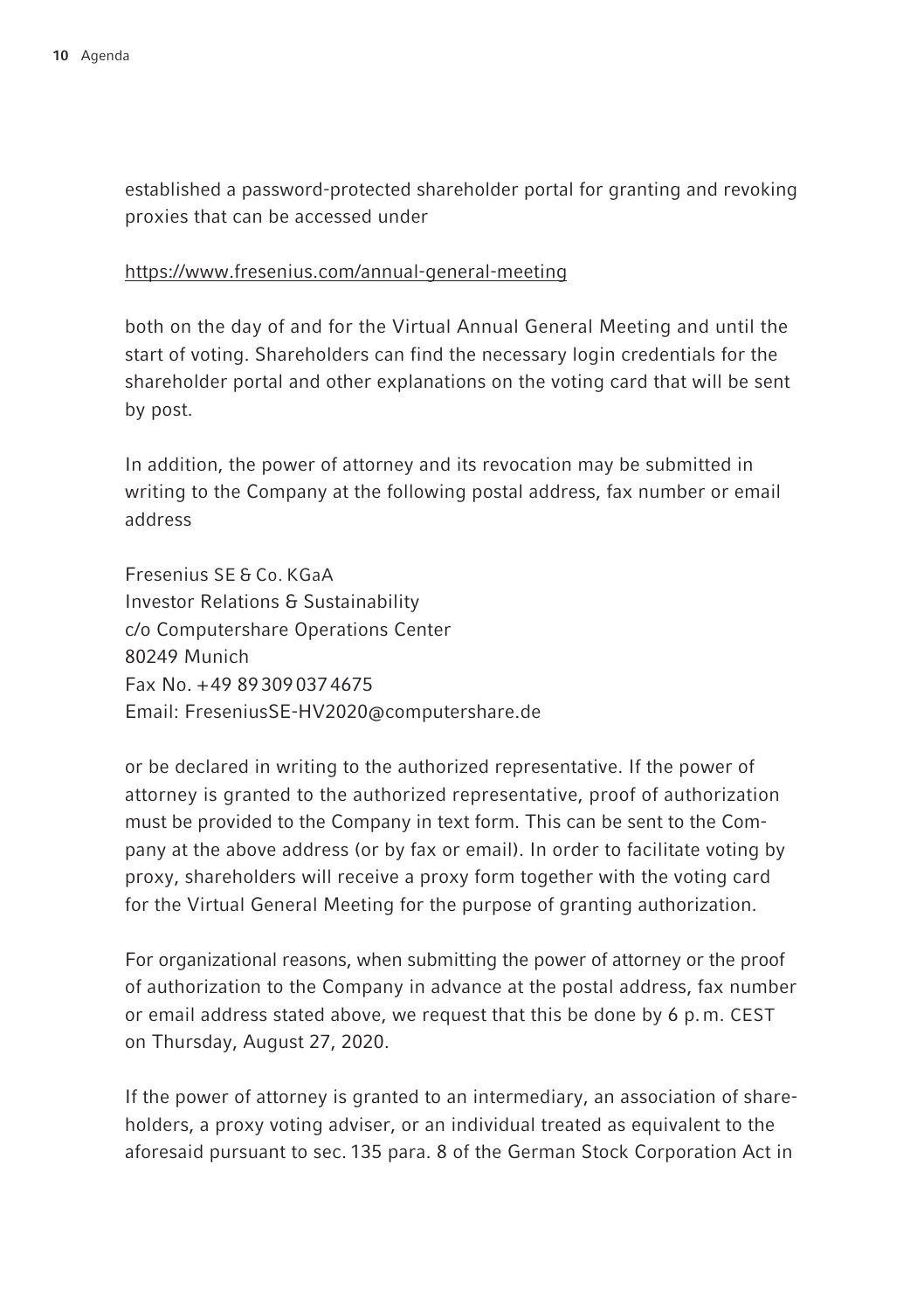established a password-protected shareholder portal for granting and revoking proxies that can be accessed under

https://www.fresenius.com/annual-general-meeting

both on the day of and for the Virtual Annual General Meeting and until the start of voting. Shareholders can find the necessary login credentials for the shareholder portal and other explanations on the voting card that will be sent by post.

In addition, the power of attorney and its revocation may be submitted in writing to the Company at the following postal address, fax number or email address

Fresenius SE & Co. KGaA
Investor Relations & Sustainability
c/o Computershare Operations Center
80249 Munich
Fax No. +49 89 309 037 4675
Email: FreseniusSE-HV2020@computershare.de

or be declared in writing to the authorized representative. If the power of attorney is granted to the authorized representative, proof of authorization must be provided to the Company in text form. This can be sent to the Company at the above address (or by fax or email). In order to facilitate voting by proxy, shareholders will receive a proxy form together with the voting card for the Virtual General Meeting for the purpose of granting authorization.

For organizational reasons, when submitting the power of attorney or the proof of authorization to the Company in advance at the postal address, fax number or email address stated above, we request that this be done by 6 p.m. CEST on Thursday, August 27, 2020.

If the power of attorney is granted to an intermediary, an association of shareholders, a proxy voting adviser, or an individual treated as equivalent to the aforesaid pursuant to sec. 135 para. 8 of the German Stock Corporation Act in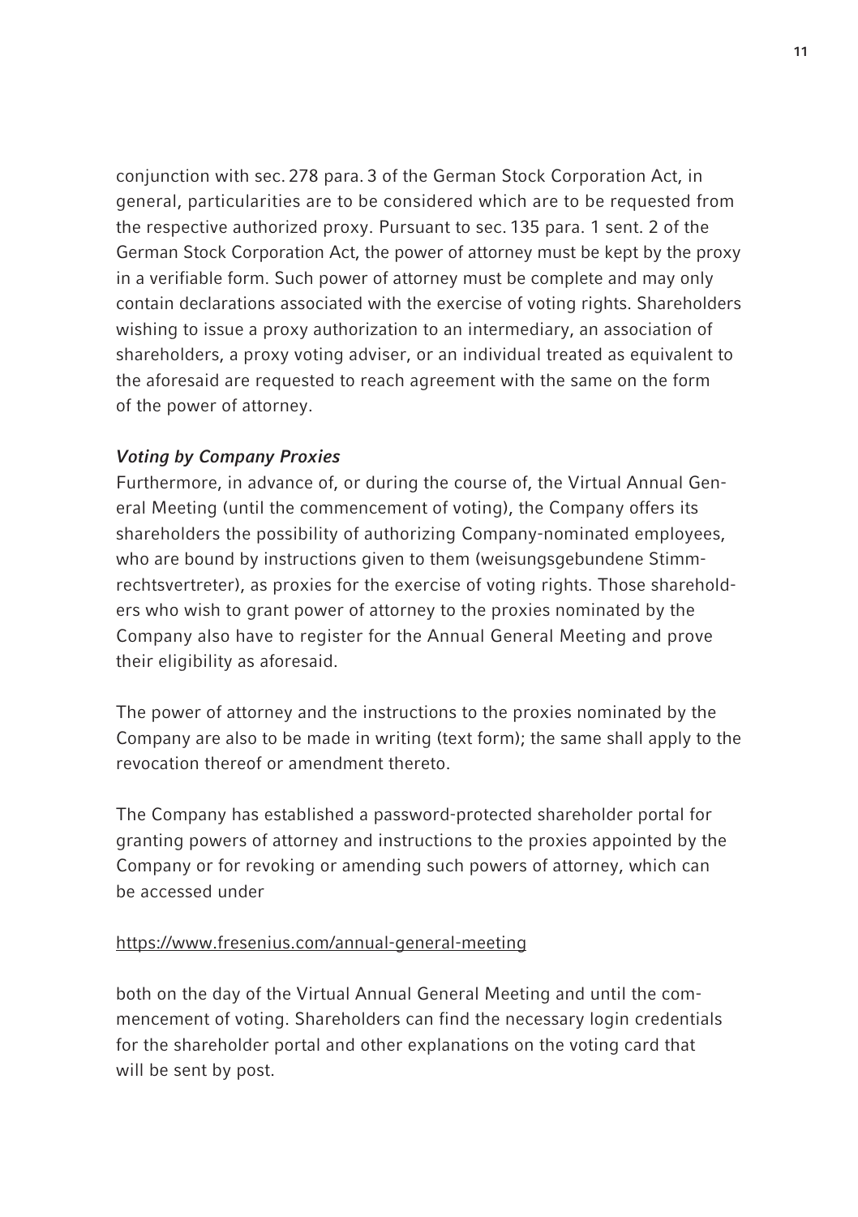conjunction with sec. 278 para. 3 of the German Stock Corporation Act, in general, particularities are to be considered which are to be requested from the respective authorized proxy. Pursuant to sec. 135 para. 1 sent. 2 of the German Stock Corporation Act, the power of attorney must be kept by the proxy in a verifiable form. Such power of attorney must be complete and may only contain declarations associated with the exercise of voting rights. Shareholders wishing to issue a proxy authorization to an intermediary, an association of shareholders, a proxy voting adviser, or an individual treated as equivalent to the aforesaid are requested to reach agreement with the same on the form of the power of attorney.

***Voting by Company Proxies***

Furthermore, in advance of, or during the course of, the Virtual Annual General Meeting (until the commencement of voting), the Company offers its shareholders the possibility of authorizing Company-nominated employees, who are bound by instructions given to them (weisungsgebundene Stimmrechtsvertreter), as proxies for the exercise of voting rights. Those shareholders who wish to grant power of attorney to the proxies nominated by the Company also have to register for the Annual General Meeting and prove their eligibility as aforesaid.

The power of attorney and the instructions to the proxies nominated by the Company are also to be made in writing (text form); the same shall apply to the revocation thereof or amendment thereto.

The Company has established a password-protected shareholder portal for granting powers of attorney and instructions to the proxies appointed by the Company or for revoking or amending such powers of attorney, which can be accessed under

https://www.fresenius.com/annual-general-meeting

both on the day of the Virtual Annual General Meeting and until the commencement of voting. Shareholders can find the necessary login credentials for the shareholder portal and other explanations on the voting card that will be sent by post.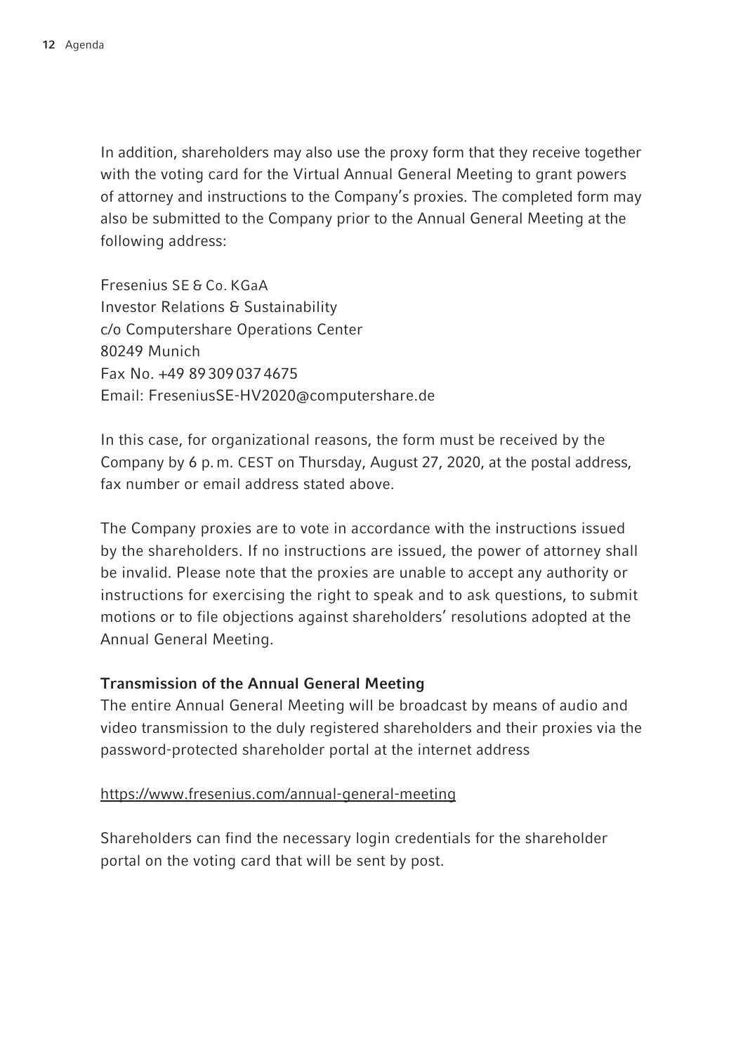In addition, shareholders may also use the proxy form that they receive together with the voting card for the Virtual Annual General Meeting to grant powers of attorney and instructions to the Company's proxies. The completed form may also be submitted to the Company prior to the Annual General Meeting at the following address:

Fresenius SE & Co. KGaA  
Investor Relations & Sustainability  
c/o Computershare Operations Center  
80249 Munich  
Fax No. +49 89 309 037 4675  
Email: FreseniusSE-HV2020@computershare.de

In this case, for organizational reasons, the form must be received by the Company by 6 p.m. CEST on Thursday, August 27, 2020, at the postal address, fax number or email address stated above.

The Company proxies are to vote in accordance with the instructions issued by the shareholders. If no instructions are issued, the power of attorney shall be invalid. Please note that the proxies are unable to accept any authority or instructions for exercising the right to speak and to ask questions, to submit motions or to file objections against shareholders' resolutions adopted at the Annual General Meeting.

**Transmission of the Annual General Meeting**

The entire Annual General Meeting will be broadcast by means of audio and video transmission to the duly registered shareholders and their proxies via the password-protected shareholder portal at the internet address

https://www.fresenius.com/annual-general-meeting

Shareholders can find the necessary login credentials for the shareholder portal on the voting card that will be sent by post.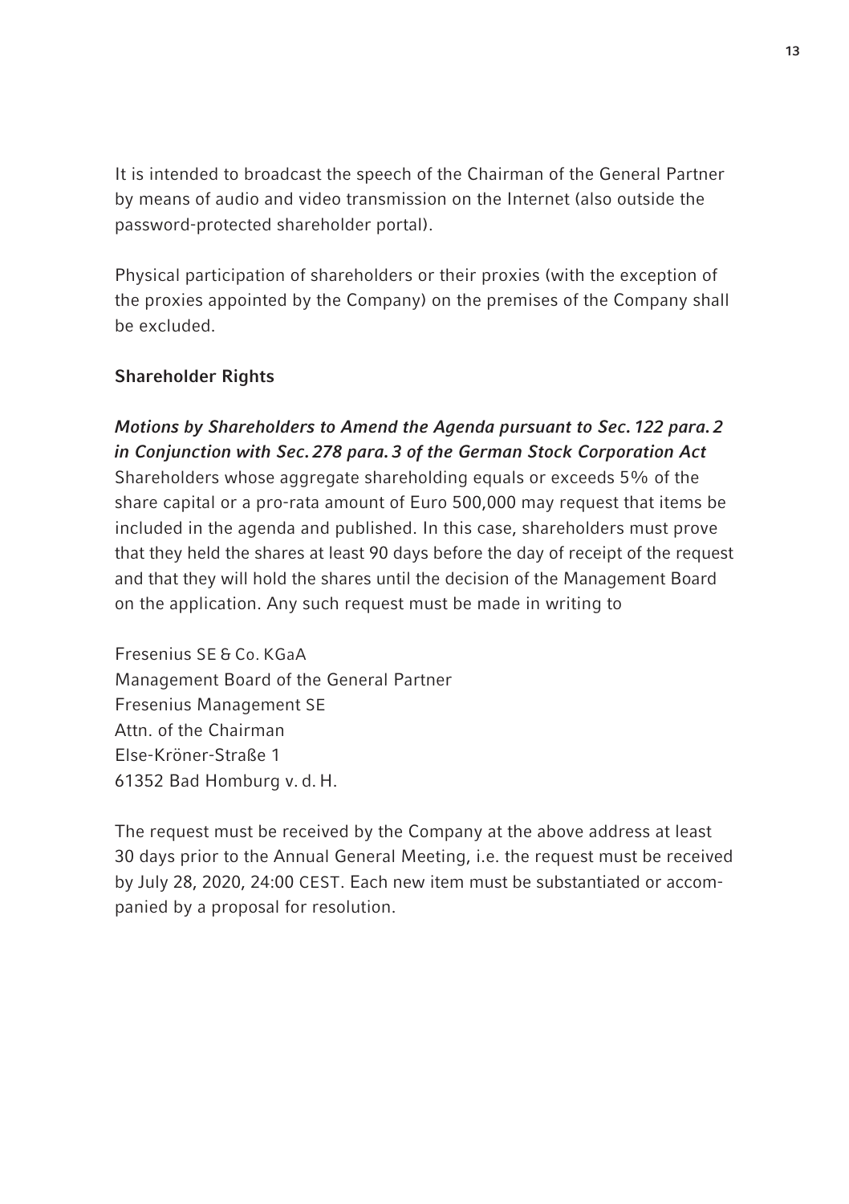It is intended to broadcast the speech of the Chairman of the General Partner by means of audio and video transmission on the Internet (also outside the password-protected shareholder portal).

Physical participation of shareholders or their proxies (with the exception of the proxies appointed by the Company) on the premises of the Company shall be excluded.

## Shareholder Rights

### *Motions by Shareholders to Amend the Agenda pursuant to Sec. 122 para. 2 in Conjunction with Sec. 278 para. 3 of the German Stock Corporation Act*

Shareholders whose aggregate shareholding equals or exceeds 5% of the share capital or a pro-rata amount of Euro 500,000 may request that items be included in the agenda and published. In this case, shareholders must prove that they held the shares at least 90 days before the day of receipt of the request and that they will hold the shares until the decision of the Management Board on the application. Any such request must be made in writing to

Fresenius SE & Co. KGaA
Management Board of the General Partner
Fresenius Management SE
Attn. of the Chairman
Else-Kröner-Straße 1
61352 Bad Homburg v. d. H.

The request must be received by the Company at the above address at least 30 days prior to the Annual General Meeting, i.e. the request must be received by July 28, 2020, 24:00 CEST. Each new item must be substantiated or accompanied by a proposal for resolution.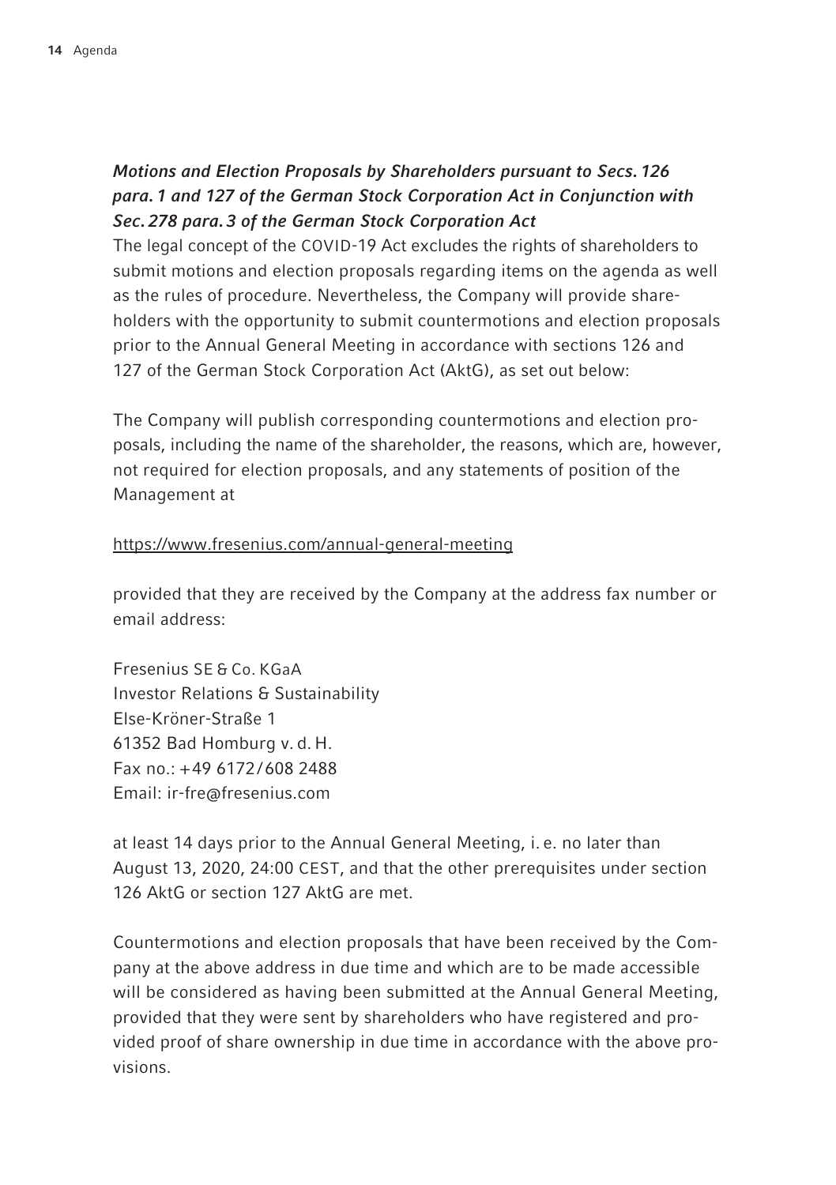### *Motions and Election Proposals by Shareholders pursuant to Secs. 126 para. 1 and 127 of the German Stock Corporation Act in Conjunction with Sec. 278 para. 3 of the German Stock Corporation Act*

The legal concept of the COVID-19 Act excludes the rights of shareholders to submit motions and election proposals regarding items on the agenda as well as the rules of procedure. Nevertheless, the Company will provide shareholders with the opportunity to submit countermotions and election proposals prior to the Annual General Meeting in accordance with sections 126 and 127 of the German Stock Corporation Act (AktG), as set out below:

The Company will publish corresponding countermotions and election proposals, including the name of the shareholder, the reasons, which are, however, not required for election proposals, and any statements of position of the Management at

https://www.fresenius.com/annual-general-meeting

provided that they are received by the Company at the address fax number or email address:

Fresenius SE & Co. KGaA
Investor Relations & Sustainability
Else-Kröner-Straße 1
61352 Bad Homburg v. d. H.
Fax no.: +49 6172/608 2488
Email: ir-fre@fresenius.com

at least 14 days prior to the Annual General Meeting, i. e. no later than August 13, 2020, 24:00 CEST, and that the other prerequisites under section 126 AktG or section 127 AktG are met.

Countermotions and election proposals that have been received by the Company at the above address in due time and which are to be made accessible will be considered as having been submitted at the Annual General Meeting, provided that they were sent by shareholders who have registered and provided proof of share ownership in due time in accordance with the above provisions.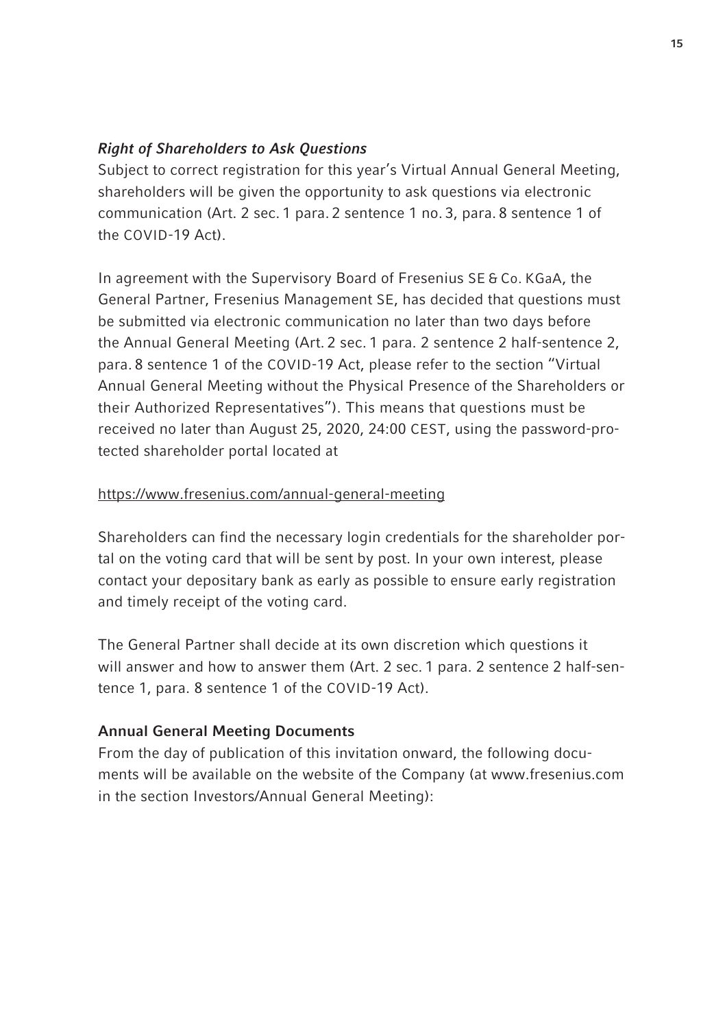### *Right of Shareholders to Ask Questions*

Subject to correct registration for this year's Virtual Annual General Meeting, shareholders will be given the opportunity to ask questions via electronic communication (Art. 2 sec. 1 para. 2 sentence 1 no. 3, para. 8 sentence 1 of the COVID-19 Act).

In agreement with the Supervisory Board of Fresenius SE & Co. KGaA, the General Partner, Fresenius Management SE, has decided that questions must be submitted via electronic communication no later than two days before the Annual General Meeting (Art. 2 sec. 1 para. 2 sentence 2 half-sentence 2, para. 8 sentence 1 of the COVID-19 Act, please refer to the section "Virtual Annual General Meeting without the Physical Presence of the Shareholders or their Authorized Representatives"). This means that questions must be received no later than August 25, 2020, 24:00 CEST, using the password-protected shareholder portal located at

https://www.fresenius.com/annual-general-meeting

Shareholders can find the necessary login credentials for the shareholder portal on the voting card that will be sent by post. In your own interest, please contact your depositary bank as early as possible to ensure early registration and timely receipt of the voting card.

The General Partner shall decide at its own discretion which questions it will answer and how to answer them (Art. 2 sec. 1 para. 2 sentence 2 half-sentence 1, para. 8 sentence 1 of the COVID-19 Act).

### Annual General Meeting Documents

From the day of publication of this invitation onward, the following documents will be available on the website of the Company (at www.fresenius.com in the section Investors/Annual General Meeting):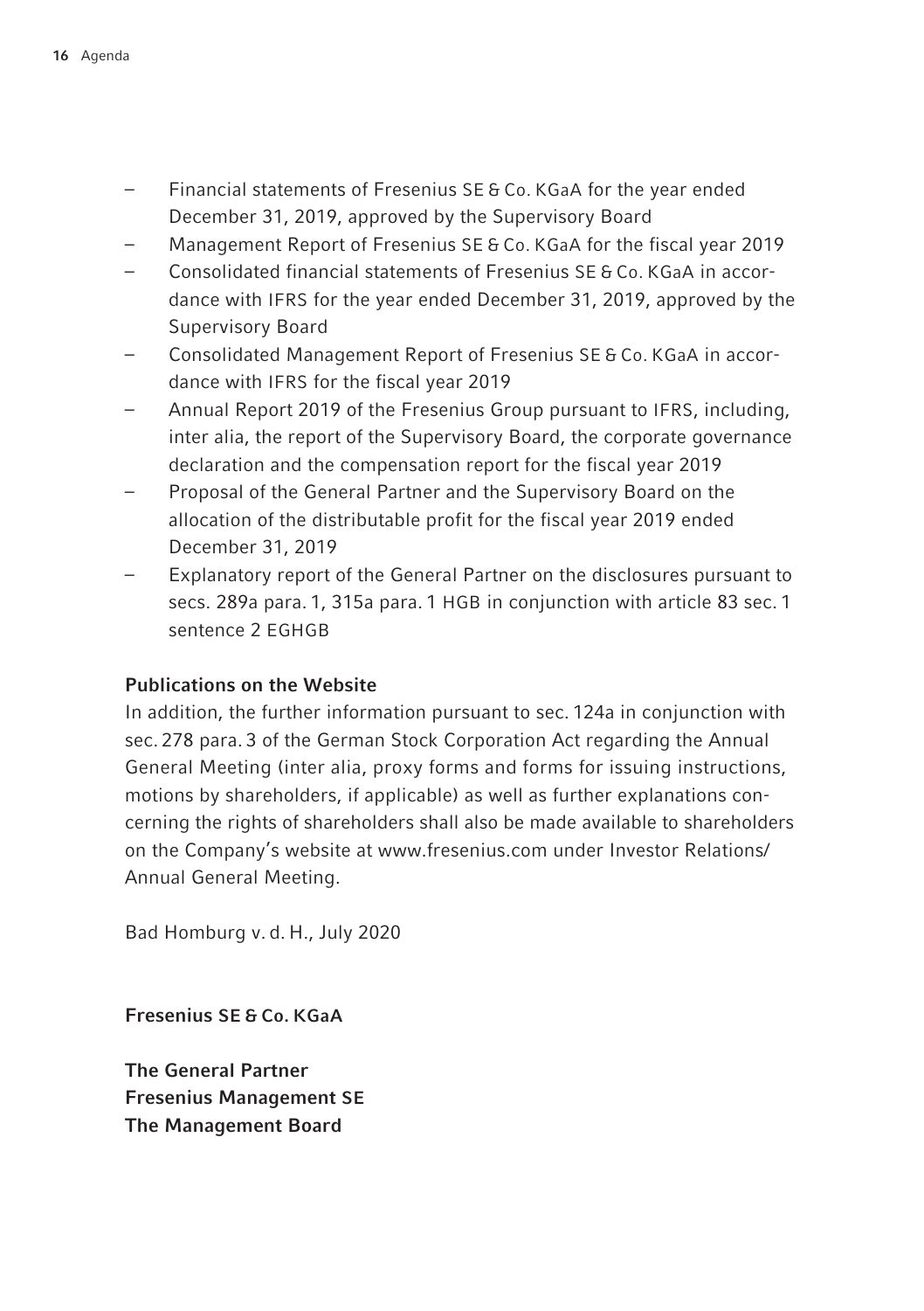- Financial statements of Fresenius SE & Co. KGaA for the year ended December 31, 2019, approved by the Supervisory Board
- Management Report of Fresenius SE & Co. KGaA for the fiscal year 2019
- Consolidated financial statements of Fresenius SE & Co. KGaA in accordance with IFRS for the year ended December 31, 2019, approved by the Supervisory Board
- Consolidated Management Report of Fresenius SE & Co. KGaA in accordance with IFRS for the fiscal year 2019
- Annual Report 2019 of the Fresenius Group pursuant to IFRS, including, inter alia, the report of the Supervisory Board, the corporate governance declaration and the compensation report for the fiscal year 2019
- Proposal of the General Partner and the Supervisory Board on the allocation of the distributable profit for the fiscal year 2019 ended December 31, 2019
- Explanatory report of the General Partner on the disclosures pursuant to secs. 289a para. 1, 315a para. 1 HGB in conjunction with article 83 sec. 1 sentence 2 EGHGB

**Publications on the Website**

In addition, the further information pursuant to sec. 124a in conjunction with sec. 278 para. 3 of the German Stock Corporation Act regarding the Annual General Meeting (inter alia, proxy forms and forms for issuing instructions, motions by shareholders, if applicable) as well as further explanations concerning the rights of shareholders shall also be made available to shareholders on the Company's website at www.fresenius.com under Investor Relations/Annual General Meeting.

Bad Homburg v. d. H., July 2020

**Fresenius SE & Co. KGaA**

**The General Partner**
**Fresenius Management SE**
**The Management Board**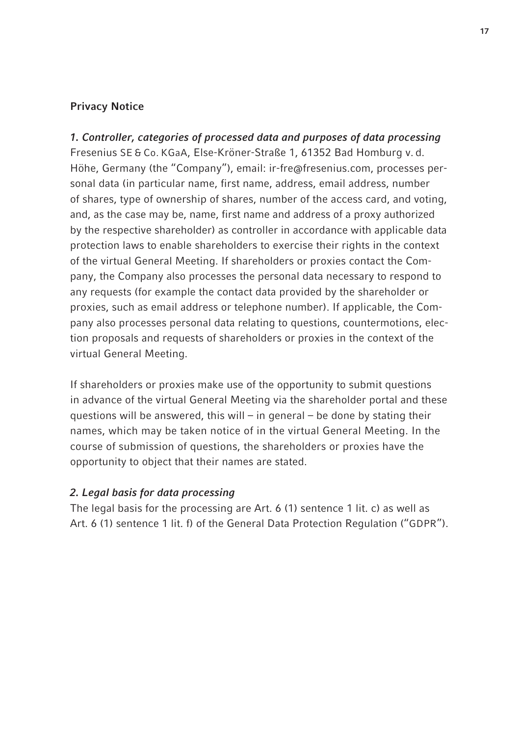## Privacy Notice

### *1. Controller, categories of processed data and purposes of data processing*

Fresenius SE & Co. KGaA, Else-Kröner-Straße 1, 61352 Bad Homburg v. d. Höhe, Germany (the "Company"), email: ir-fre@fresenius.com, processes personal data (in particular name, first name, address, email address, number of shares, type of ownership of shares, number of the access card, and voting, and, as the case may be, name, first name and address of a proxy authorized by the respective shareholder) as controller in accordance with applicable data protection laws to enable shareholders to exercise their rights in the context of the virtual General Meeting. If shareholders or proxies contact the Company, the Company also processes the personal data necessary to respond to any requests (for example the contact data provided by the shareholder or proxies, such as email address or telephone number). If applicable, the Company also processes personal data relating to questions, countermotions, election proposals and requests of shareholders or proxies in the context of the virtual General Meeting.

If shareholders or proxies make use of the opportunity to submit questions in advance of the virtual General Meeting via the shareholder portal and these questions will be answered, this will – in general – be done by stating their names, which may be taken notice of in the virtual General Meeting. In the course of submission of questions, the shareholders or proxies have the opportunity to object that their names are stated.

### *2. Legal basis for data processing*

The legal basis for the processing are Art. 6 (1) sentence 1 lit. c) as well as Art. 6 (1) sentence 1 lit. f) of the General Data Protection Regulation ("GDPR").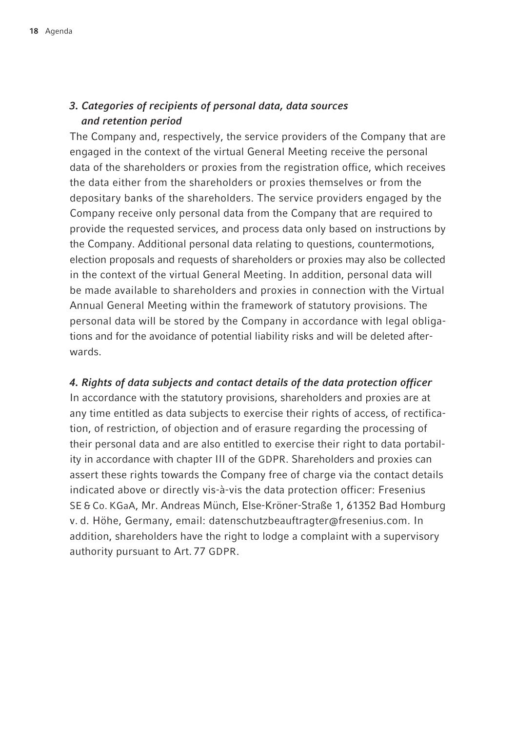### *3. Categories of recipients of personal data, data sources and retention period*

The Company and, respectively, the service providers of the Company that are engaged in the context of the virtual General Meeting receive the personal data of the shareholders or proxies from the registration office, which receives the data either from the shareholders or proxies themselves or from the depositary banks of the shareholders. The service providers engaged by the Company receive only personal data from the Company that are required to provide the requested services, and process data only based on instructions by the Company. Additional personal data relating to questions, countermotions, election proposals and requests of shareholders or proxies may also be collected in the context of the virtual General Meeting. In addition, personal data will be made available to shareholders and proxies in connection with the Virtual Annual General Meeting within the framework of statutory provisions. The personal data will be stored by the Company in accordance with legal obligations and for the avoidance of potential liability risks and will be deleted afterwards.

### *4. Rights of data subjects and contact details of the data protection officer*

In accordance with the statutory provisions, shareholders and proxies are at any time entitled as data subjects to exercise their rights of access, of rectification, of restriction, of objection and of erasure regarding the processing of their personal data and are also entitled to exercise their right to data portability in accordance with chapter III of the GDPR. Shareholders and proxies can assert these rights towards the Company free of charge via the contact details indicated above or directly vis-à-vis the data protection officer: Fresenius SE & Co. KGaA, Mr. Andreas Münch, Else-Kröner-Straße 1, 61352 Bad Homburg v. d. Höhe, Germany, email: datenschutzbeauftragter@fresenius.com. In addition, shareholders have the right to lodge a complaint with a supervisory authority pursuant to Art. 77 GDPR.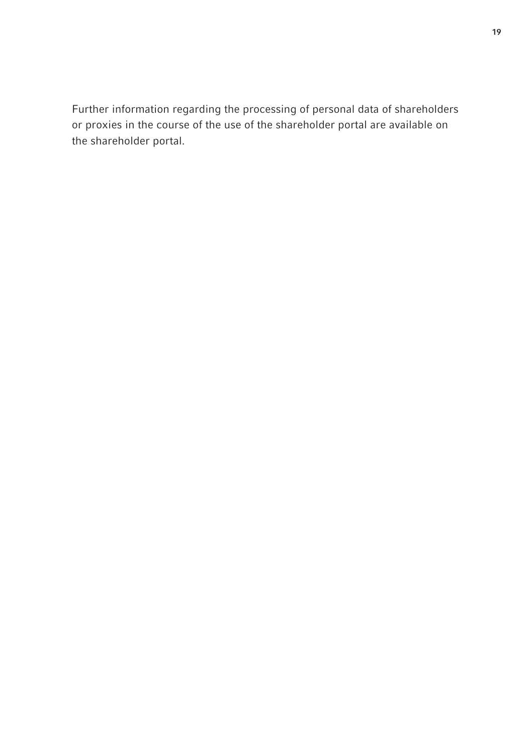Further information regarding the processing of personal data of shareholders or proxies in the course of the use of the shareholder portal are available on the shareholder portal.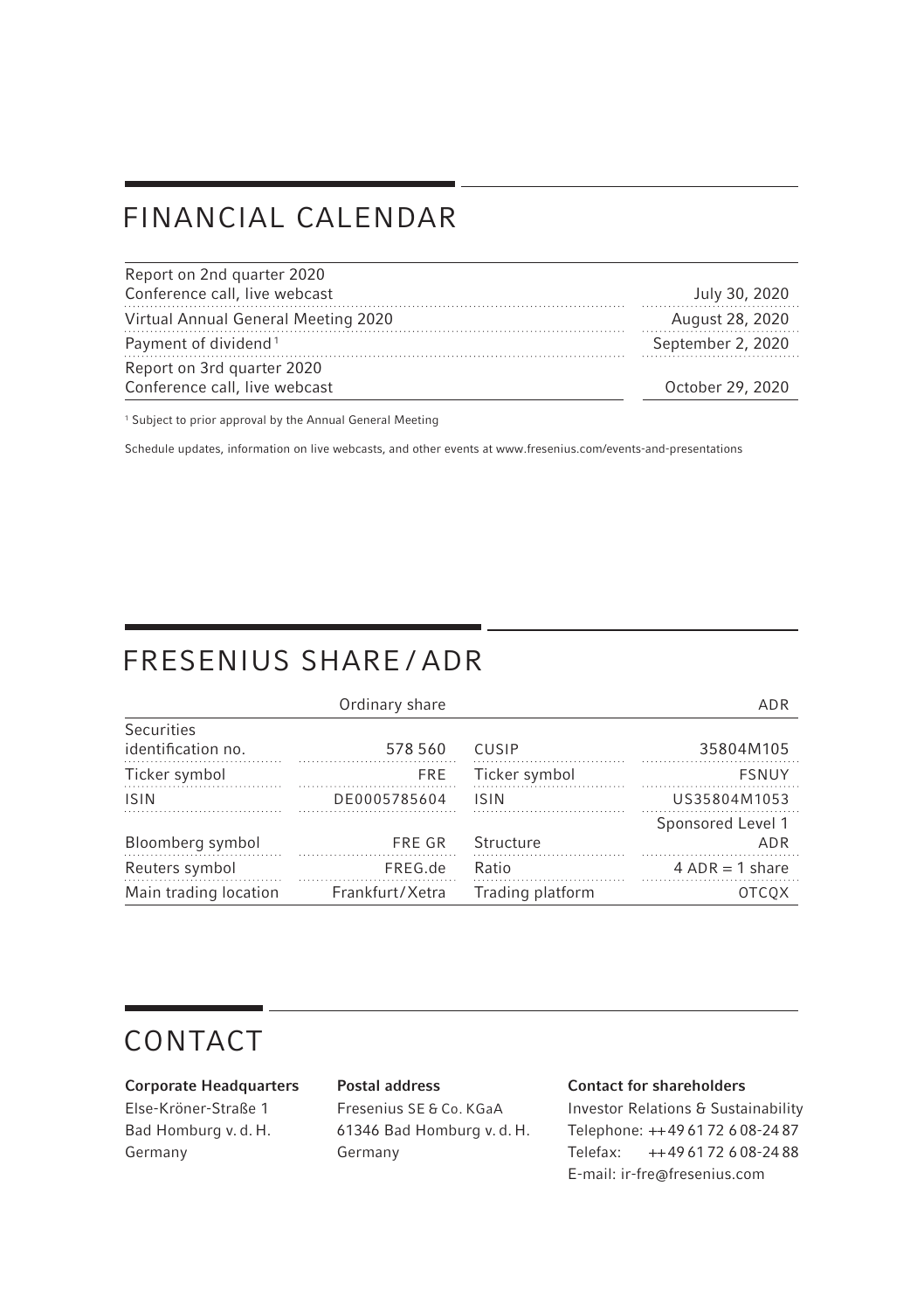## FINANCIAL CALENDAR

| | |
|---|---|
| Report on 2nd quarter 2020<br>Conference call, live webcast | July 30, 2020 |
| Virtual Annual General Meeting 2020 | August 28, 2020 |
| Payment of dividend[1] | September 2, 2020 |
| Report on 3rd quarter 2020<br>Conference call, live webcast | October 29, 2020 |

[1] Subject to prior approval by the Annual General Meeting

Schedule updates, information on live webcasts, and other events at www.fresenius.com/events-and-presentations

## FRESENIUS SHARE / ADR

| | Ordinary share | | ADR |
|---|---|---|---|
| Securities identification no. | 578 560 | CUSIP | 35804M105 |
| Ticker symbol | FRE | Ticker symbol | FSNUY |
| ISIN | DE0005785604 | ISIN | US35804M1053 |
| Bloomberg symbol | FRE GR | Structure | Sponsored Level 1 ADR |
| Reuters symbol | FREG.de | Ratio | 4 ADR = 1 share |
| Main trading location | Frankfurt/Xetra | Trading platform | OTCQX |

## CONTACT

**Corporate Headquarters**
Else-Kröner-Straße 1
Bad Homburg v. d. H.
Germany

**Postal address**
Fresenius SE & Co. KGaA
61346 Bad Homburg v. d. H.
Germany

**Contact for shareholders**
Investor Relations & Sustainability
Telephone: ++49 61 72 6 08-24 87
Telefax: ++49 61 72 6 08-24 88
E-mail: ir-fre@fresenius.com